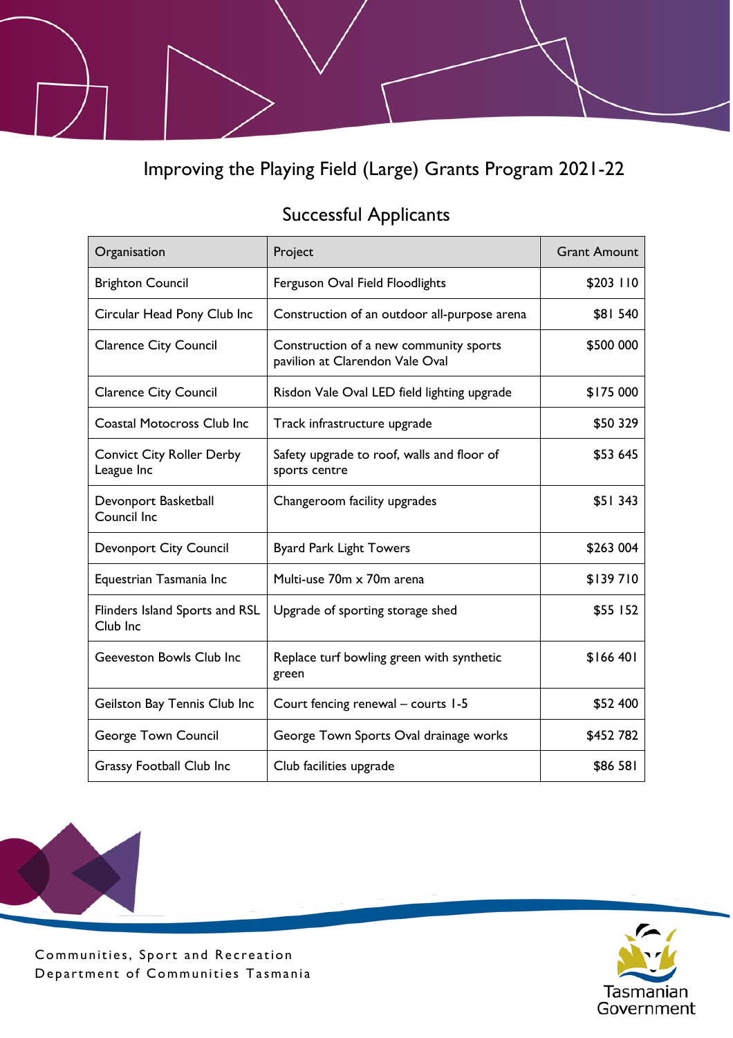# Improving the Playing Field (Large) Grants Program 2021-22

## Successful Applicants

| Organisation | Project | Grant Amount |
|---|---|---|
| Brighton Council | Ferguson Oval Field Floodlights | $203 110 |
| Circular Head Pony Club Inc | Construction of an outdoor all-purpose arena | $81 540 |
| Clarence City Council | Construction of a new community sports pavilion at Clarendon Vale Oval | $500 000 |
| Clarence City Council | Risdon Vale Oval LED field lighting upgrade | $175 000 |
| Coastal Motocross Club Inc | Track infrastructure upgrade | $50 329 |
| Convict City Roller Derby League Inc | Safety upgrade to roof, walls and floor of sports centre | $53 645 |
| Devonport Basketball Council Inc | Changeroom facility upgrades | $51 343 |
| Devonport City Council | Byard Park Light Towers | $263 004 |
| Equestrian Tasmania Inc | Multi-use 70m x 70m arena | $139 710 |
| Flinders Island Sports and RSL Club Inc | Upgrade of sporting storage shed | $55 152 |
| Geeveston Bowls Club Inc | Replace turf bowling green with synthetic green | $166 401 |
| Geilston Bay Tennis Club Inc | Court fencing renewal – courts 1-5 | $52 400 |
| George Town Council | George Town Sports Oval drainage works | $452 782 |
| Grassy Football Club Inc | Club facilities upgrade | $86 581 |

Communities, Sport and Recreation
Department of Communities Tasmania

Tasmanian Government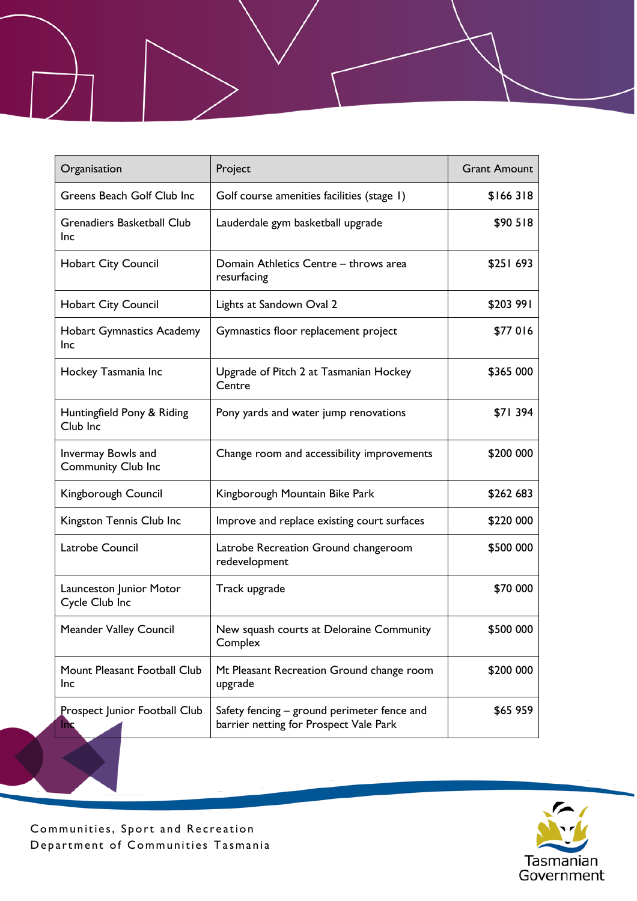| Organisation | Project | Grant Amount |
| --- | --- | --- |
| Greens Beach Golf Club Inc | Golf course amenities facilities (stage 1) | $166 318 |
| Grenadiers Basketball Club Inc | Lauderdale gym basketball upgrade | $90 518 |
| Hobart City Council | Domain Athletics Centre – throws area resurfacing | $251 693 |
| Hobart City Council | Lights at Sandown Oval 2 | $203 991 |
| Hobart Gymnastics Academy Inc | Gymnastics floor replacement project | $77 016 |
| Hockey Tasmania Inc | Upgrade of Pitch 2 at Tasmanian Hockey Centre | $365 000 |
| Huntingfield Pony & Riding Club Inc | Pony yards and water jump renovations | $71 394 |
| Invermay Bowls and Community Club Inc | Change room and accessibility improvements | $200 000 |
| Kingborough Council | Kingborough Mountain Bike Park | $262 683 |
| Kingston Tennis Club Inc | Improve and replace existing court surfaces | $220 000 |
| Latrobe Council | Latrobe Recreation Ground changeroom redevelopment | $500 000 |
| Launceston Junior Motor Cycle Club Inc | Track upgrade | $70 000 |
| Meander Valley Council | New squash courts at Deloraine Community Complex | $500 000 |
| Mount Pleasant Football Club Inc | Mt Pleasant Recreation Ground change room upgrade | $200 000 |
| Prospect Junior Football Club Inc | Safety fencing – ground perimeter fence and barrier netting for Prospect Vale Park | $65 959 |

Communities, Sport and Recreation
Department of Communities Tasmania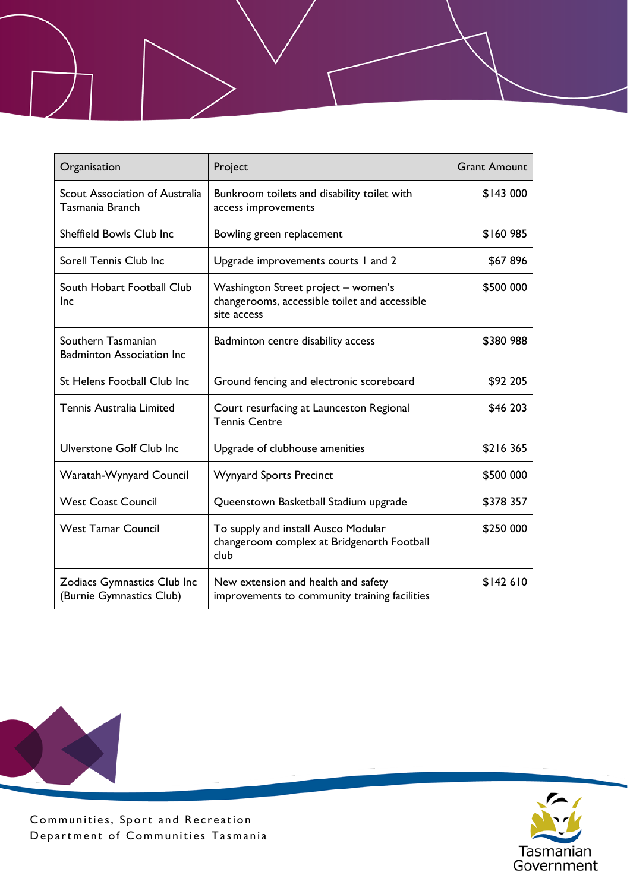| Organisation | Project | Grant Amount |
|---|---|---|
| Scout Association of Australia Tasmania Branch | Bunkroom toilets and disability toilet with access improvements | $143 000 |
| Sheffield Bowls Club Inc | Bowling green replacement | $160 985 |
| Sorell Tennis Club Inc | Upgrade improvements courts 1 and 2 | $67 896 |
| South Hobart Football Club Inc | Washington Street project – women's changerooms, accessible toilet and accessible site access | $500 000 |
| Southern Tasmanian Badminton Association Inc | Badminton centre disability access | $380 988 |
| St Helens Football Club Inc | Ground fencing and electronic scoreboard | $92 205 |
| Tennis Australia Limited | Court resurfacing at Launceston Regional Tennis Centre | $46 203 |
| Ulverstone Golf Club Inc | Upgrade of clubhouse amenities | $216 365 |
| Waratah-Wynyard Council | Wynyard Sports Precinct | $500 000 |
| West Coast Council | Queenstown Basketball Stadium upgrade | $378 357 |
| West Tamar Council | To supply and install Ausco Modular changeroom complex at Bridgenorth Football club | $250 000 |
| Zodiacs Gymnastics Club Inc (Burnie Gymnastics Club) | New extension and health and safety improvements to community training facilities | $142 610 |

Communities, Sport and Recreation
Department of Communities Tasmania

Tasmanian Government